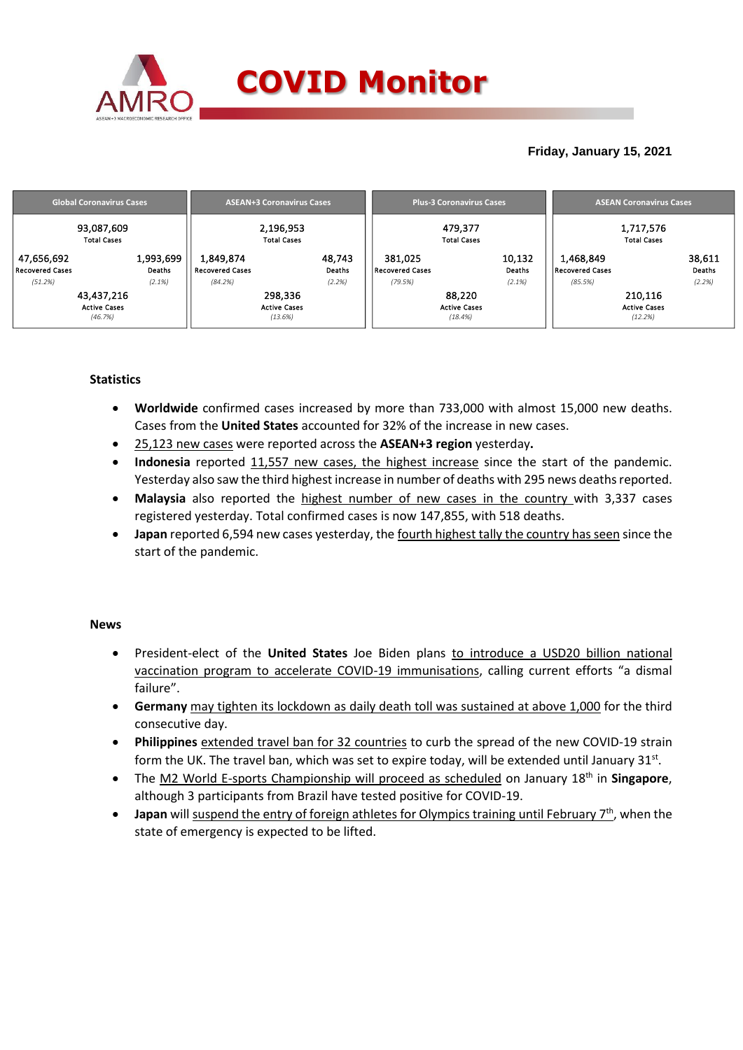# COVID Monitor

**Friday, January 15, 2021**

| Global Coronavirus Cases | | ASEAN+3 Coronavirus Cases | | Plus-3 Coronavirus Cases | | ASEAN Coronavirus Cases | |
|---|---|---|---|---|---|---|---|
| 93,087,609 Total Cases | | 2,196,953 Total Cases | | 479,377 Total Cases | | 1,717,576 Total Cases | |
| 47,656,692 Recovered Cases (51.2%) | 1,993,699 Deaths (2.1%) | 1,849,874 Recovered Cases (84.2%) | 48,743 Deaths (2.2%) | 381,025 Recovered Cases (79.5%) | 10,132 Deaths (2.1%) | 1,468,849 Recovered Cases (85.5%) | 38,611 Deaths (2.2%) |
| 43,437,216 Active Cases (46.7%) | | 298,336 Active Cases (13.6%) | | 88,220 Active Cases (18.4%) | | 210,116 Active Cases (12.2%) | |

### Statistics

- **Worldwide** confirmed cases increased by more than 733,000 with almost 15,000 new deaths. Cases from the **United States** accounted for 32% of the increase in new cases.
- 25,123 new cases were reported across the **ASEAN+3 region** yesterday**.**
- **Indonesia** reported 11,557 new cases, the highest increase since the start of the pandemic. Yesterday also saw the third highest increase in number of deaths with 295 news deaths reported.
- **Malaysia** also reported the highest number of new cases in the country with 3,337 cases registered yesterday. Total confirmed cases is now 147,855, with 518 deaths.
- **Japan** reported 6,594 new cases yesterday, the fourth highest tally the country has seen since the start of the pandemic.

### News

- President-elect of the **United States** Joe Biden plans to introduce a USD20 billion national vaccination program to accelerate COVID-19 immunisations, calling current efforts "a dismal failure".
- **Germany** may tighten its lockdown as daily death toll was sustained at above 1,000 for the third consecutive day.
- **Philippines** extended travel ban for 32 countries to curb the spread of the new COVID-19 strain form the UK. The travel ban, which was set to expire today, will be extended until January 31st.
- The M2 World E-sports Championship will proceed as scheduled on January 18th in **Singapore**, although 3 participants from Brazil have tested positive for COVID-19.
- **Japan** will suspend the entry of foreign athletes for Olympics training until February 7th, when the state of emergency is expected to be lifted.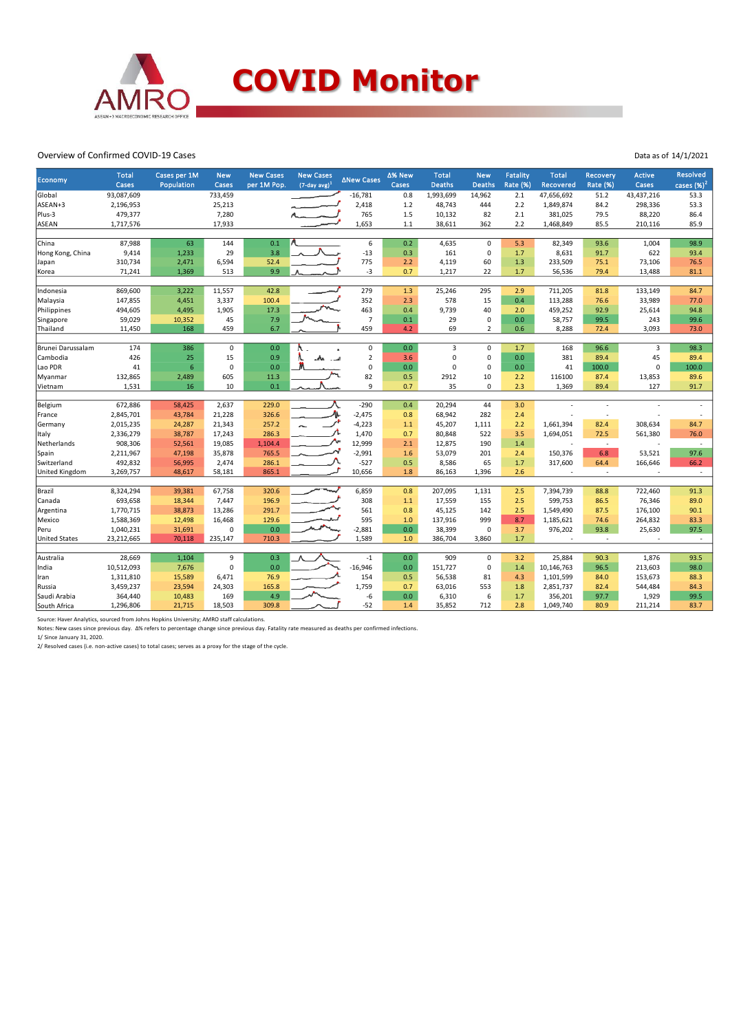# COVID Monitor

Overview of Confirmed COVID-19 Cases

Data as of 14/1/2021

| Economy | Total Cases | Cases per 1M Population | New Cases | New Cases per 1M Pop. | New Cases (7-day avg)[1] | ΔNew Cases | Δ% New Cases | Total Deaths | New Deaths | Fatality Rate (%) | Total Recovered | Recovery Rate (%) | Active Cases | Resolved cases (%)[2] |
|---|---|---|---|---|---|---|---|---|---|---|---|---|---|---|
| Global | 93,087,609 | | 733,459 | | | -16,781 | 0.8 | 1,993,699 | 14,962 | 2.1 | 47,656,692 | 51.2 | 43,437,216 | 53.3 |
| ASEAN+3 | 2,196,953 | | 25,213 | | | 2,418 | 1.2 | 48,743 | 444 | 2.2 | 1,849,874 | 84.2 | 298,336 | 53.3 |
| Plus-3 | 479,377 | | 7,280 | | | 765 | 1.5 | 10,132 | 82 | 2.1 | 381,025 | 79.5 | 88,220 | 86.4 |
| ASEAN | 1,717,576 | | 17,933 | | | 1,653 | 1.1 | 38,611 | 362 | 2.2 | 1,468,849 | 85.5 | 210,116 | 85.9 |
| | | | | | | | | | | | | | | |
| China | 87,988 | 63 | 144 | 0.1 | | 6 | 0.2 | 4,635 | 0 | 5.3 | 82,349 | 93.6 | 1,004 | 98.9 |
| Hong Kong, China | 9,414 | 1,233 | 29 | 3.8 | | -13 | 0.3 | 161 | 0 | 1.7 | 8,631 | 91.7 | 622 | 93.4 |
| Japan | 310,734 | 2,471 | 6,594 | 52.4 | | 775 | 2.2 | 4,119 | 60 | 1.3 | 233,509 | 75.1 | 73,106 | 76.5 |
| Korea | 71,241 | 1,369 | 513 | 9.9 | | -3 | 0.7 | 1,217 | 22 | 1.7 | 56,536 | 79.4 | 13,488 | 81.1 |
| | | | | | | | | | | | | | | |
| Indonesia | 869,600 | 3,222 | 11,557 | 42.8 | | 279 | 1.3 | 25,246 | 295 | 2.9 | 711,205 | 81.8 | 133,149 | 84.7 |
| Malaysia | 147,855 | 4,451 | 3,337 | 100.4 | | 352 | 2.3 | 578 | 15 | 0.4 | 113,288 | 76.6 | 33,989 | 77.0 |
| Philippines | 494,605 | 4,495 | 1,905 | 17.3 | | 463 | 0.4 | 9,739 | 40 | 2.0 | 459,252 | 92.9 | 25,614 | 94.8 |
| Singapore | 59,029 | 10,352 | 45 | 7.9 | | 7 | 0.1 | 29 | 0 | 0.0 | 58,757 | 99.5 | 243 | 99.6 |
| Thailand | 11,450 | 168 | 459 | 6.7 | | 459 | 4.2 | 69 | 2 | 0.6 | 8,288 | 72.4 | 3,093 | 73.0 |
| | | | | | | | | | | | | | | |
| Brunei Darussalam | 174 | 386 | 0 | 0.0 | | 0 | 0.0 | 3 | 0 | 1.7 | 168 | 96.6 | 3 | 98.3 |
| Cambodia | 426 | 25 | 15 | 0.9 | | 2 | 3.6 | 0 | 0 | 0.0 | 381 | 89.4 | 45 | 89.4 |
| Lao PDR | 41 | 6 | 0 | 0.0 | | 0 | 0.0 | 0 | 0 | 0.0 | 41 | 100.0 | 0 | 100.0 |
| Myanmar | 132,865 | 2,489 | 605 | 11.3 | | 82 | 0.5 | 2912 | 10 | 2.2 | 116100 | 87.4 | 13,853 | 89.6 |
| Vietnam | 1,531 | 16 | 10 | 0.1 | | 9 | 0.7 | 35 | 0 | 2.3 | 1,369 | 89.4 | 127 | 91.7 |
| | | | | | | | | | | | | | | |
| Belgium | 672,886 | 58,425 | 2,637 | 229.0 | | -290 | 0.4 | 20,294 | 44 | 3.0 | - | - | - | - |
| France | 2,845,701 | 43,784 | 21,228 | 326.6 | | -2,475 | 0.8 | 68,942 | 282 | 2.4 | - | - | - | - |
| Germany | 2,015,235 | 24,287 | 21,343 | 257.2 | | -4,223 | 1.1 | 45,207 | 1,111 | 2.2 | 1,661,394 | 82.4 | 308,634 | 84.7 |
| Italy | 2,336,279 | 38,787 | 17,243 | 286.3 | | 1,470 | 0.7 | 80,848 | 522 | 3.5 | 1,694,051 | 72.5 | 561,380 | 76.0 |
| Netherlands | 908,306 | 52,561 | 19,085 | 1,104.4 | | 12,999 | 2.1 | 12,875 | 190 | 1.4 | - | - | - | - |
| Spain | 2,211,967 | 47,198 | 35,878 | 765.5 | | -2,991 | 1.6 | 53,079 | 201 | 2.4 | 150,376 | 6.8 | 53,521 | 97.6 |
| Switzerland | 492,832 | 56,995 | 2,474 | 286.1 | | -527 | 0.5 | 8,586 | 65 | 1.7 | 317,600 | 64.4 | 166,646 | 66.2 |
| United Kingdom | 3,269,757 | 48,617 | 58,181 | 865.1 | | 10,656 | 1.8 | 86,163 | 1,396 | 2.6 | - | - | - | - |
| | | | | | | | | | | | | | | |
| Brazil | 8,324,294 | 39,381 | 67,758 | 320.6 | | 6,859 | 0.8 | 207,095 | 1,131 | 2.5 | 7,394,739 | 88.8 | 722,460 | 91.3 |
| Canada | 693,658 | 18,344 | 7,447 | 196.9 | | 308 | 1.1 | 17,559 | 155 | 2.5 | 599,753 | 86.5 | 76,346 | 89.0 |
| Argentina | 1,770,715 | 38,873 | 13,286 | 291.7 | | 561 | 0.8 | 45,125 | 142 | 2.5 | 1,549,490 | 87.5 | 176,100 | 90.1 |
| Mexico | 1,588,369 | 12,498 | 16,468 | 129.6 | | 595 | 1.0 | 137,916 | 999 | 8.7 | 1,185,621 | 74.6 | 264,832 | 83.3 |
| Peru | 1,040,231 | 31,691 | 0 | 0.0 | | -2,881 | 0.0 | 38,399 | 0 | 3.7 | 976,202 | 93.8 | 25,630 | 97.5 |
| United States | 23,212,665 | 70,118 | 235,147 | 710.3 | | 1,589 | 1.0 | 386,704 | 3,860 | 1.7 | - | - | - | - |
| | | | | | | | | | | | | | | |
| Australia | 28,669 | 1,104 | 9 | 0.3 | | -1 | 0.0 | 909 | 0 | 3.2 | 25,884 | 90.3 | 1,876 | 93.5 |
| India | 10,512,093 | 7,676 | 0 | 0.0 | | -16,946 | 0.0 | 151,727 | 0 | 1.4 | 10,146,763 | 96.5 | 213,603 | 98.0 |
| Iran | 1,311,810 | 15,589 | 6,471 | 76.9 | | 154 | 0.5 | 56,538 | 81 | 4.3 | 1,101,599 | 84.0 | 153,673 | 88.3 |
| Russia | 3,459,237 | 23,594 | 24,303 | 165.8 | | 1,759 | 0.7 | 63,016 | 553 | 1.8 | 2,851,737 | 82.4 | 544,484 | 84.3 |
| Saudi Arabia | 364,440 | 10,483 | 169 | 4.9 | | -6 | 0.0 | 6,310 | 6 | 1.7 | 356,201 | 97.7 | 1,929 | 99.5 |
| South Africa | 1,296,806 | 21,715 | 18,503 | 309.8 | | -52 | 1.4 | 35,852 | 712 | 2.8 | 1,049,740 | 80.9 | 211,214 | 83.7 |

Source: Haver Analytics, sourced from Johns Hopkins University; AMRO staff calculations.

Notes: New cases since previous day. Δ% refers to percentage change since previous day. Fatality rate measured as deaths per confirmed infections.

1/ Since January 31, 2020.

2/ Resolved cases (i.e. non-active cases) to total cases; serves as a proxy for the stage of the cycle.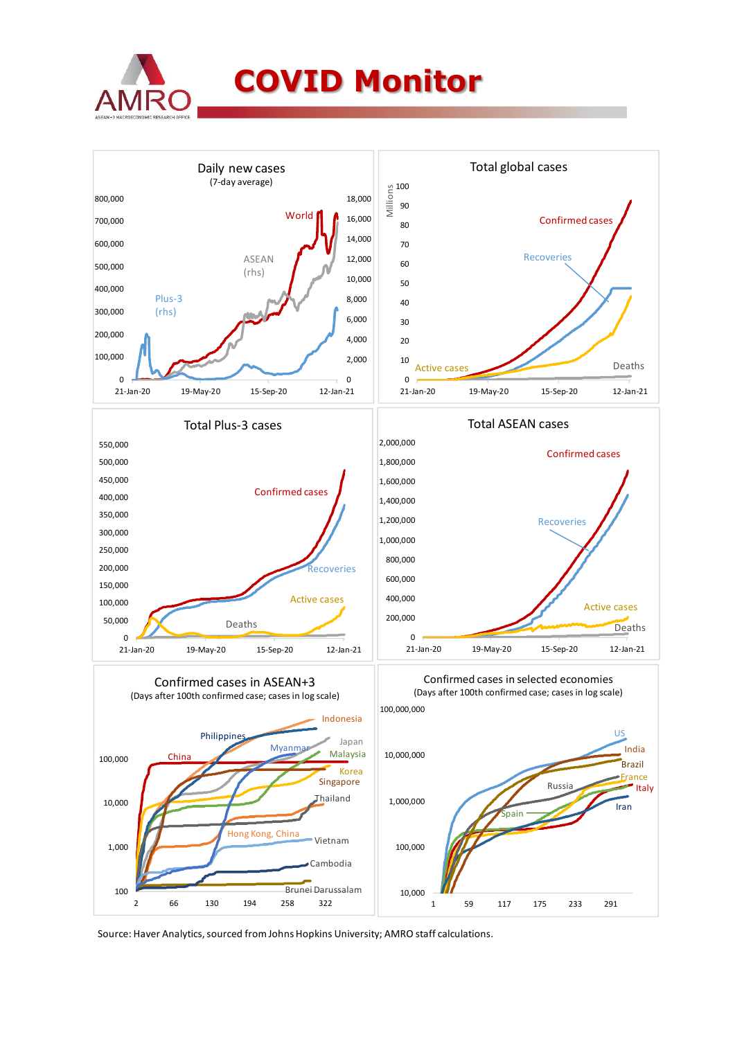# COVID Monitor

AMRO
ASEAN+3 MACROECONOMIC RESEARCH OFFICE

Daily new cases
(7-day average)

800,000
700,000
600,000
500,000
400,000
300,000
200,000
100,000
0

18,000
16,000
14,000
12,000
10,000
8,000
6,000
4,000
2,000
0

World
ASEAN
(rhs)
Plus-3
(rhs)

21-Jan-20 19-May-20 15-Sep-20 12-Jan-21

Total global cases

Millions
100
90
80
70
60
50
40
30
20
10
0

Confirmed cases
Recoveries
Active cases
Deaths

21-Jan-20 19-May-20 15-Sep-20 12-Jan-21

Total Plus-3 cases

550,000
500,000
450,000
400,000
350,000
300,000
250,000
200,000
150,000
100,000
50,000
0

Confirmed cases
Recoveries
Active cases
Deaths

21-Jan-20 19-May-20 15-Sep-20 12-Jan-21

Total ASEAN cases

2,000,000
1,800,000
1,600,000
1,400,000
1,200,000
1,000,000
800,000
600,000
400,000
200,000
0

Confirmed cases
Recoveries
Active cases
Deaths

21-Jan-20 19-May-20 15-Sep-20 12-Jan-21

Confirmed cases in ASEAN+3
(Days after 100th confirmed case; cases in log scale)

100,000
10,000
1,000
100

Indonesia
Philippines
Japan
Myanmar
Malaysia
China
Korea
Singapore
Thailand
Hong Kong, China
Vietnam
Cambodia
Brunei Darussalam

2 66 130 194 258 322

Confirmed cases in selected economies
(Days after 100th confirmed case; cases in log scale)

100,000,000
10,000,000
1,000,000
100,000
10,000

US
India
Brazil
Russia
France
Italy
Spain
Iran

1 59 117 175 233 291

Source: Haver Analytics, sourced from Johns Hopkins University; AMRO staff calculations.